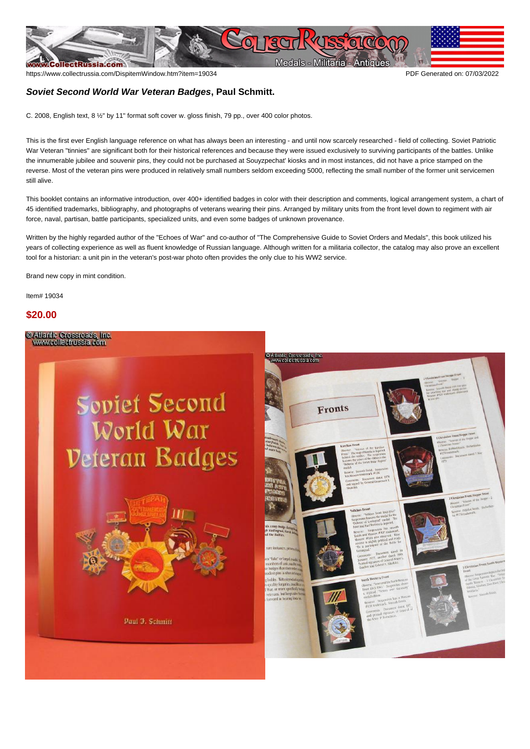https://www.collectrussia.com/DispitemWindow.htm?item=19034

PDF Generated on: 07/03/2022

**_Soviet Second World War Veteran Badges_, Paul Schmitt.**

C. 2008, English text, 8 ½" by 11" format soft cover w. gloss finish, 79 pp., over 400 color photos.

This is the first ever English language reference on what has always been an interesting - and until now scarcely researched - field of collecting. Soviet Patriotic War Veteran "tinnies" are significant both for their historical references and because they were issued exclusively to surviving participants of the battles. Unlike the innumerable jubilee and souvenir pins, they could not be purchased at Souyzpechat' kiosks and in most instances, did not have a price stamped on the reverse. Most of the veteran pins were produced in relatively small numbers seldom exceeding 5000, reflecting the small number of the former unit servicemen still alive.

This booklet contains an informative introduction, over 400+ identified badges in color with their description and comments, logical arrangement system, a chart of 45 identified trademarks, bibliography, and photographs of veterans wearing their pins. Arranged by military units from the front level down to regiment with air force, naval, partisan, battle participants, specialized units, and even some badges of unknown provenance.

Written by the highly regarded author of the "Echoes of War" and co-author of "The Comprehensive Guide to Soviet Orders and Medals", this book utilized his years of collecting experience as well as fluent knowledge of Russian language. Although written for a militaria collector, the catalog may also prove an excellent tool for a historian: a unit pin in the veteran's post-war photo often provides the only clue to his WW2 service.

Brand new copy in mint condition.

Item# 19034

**$20.00**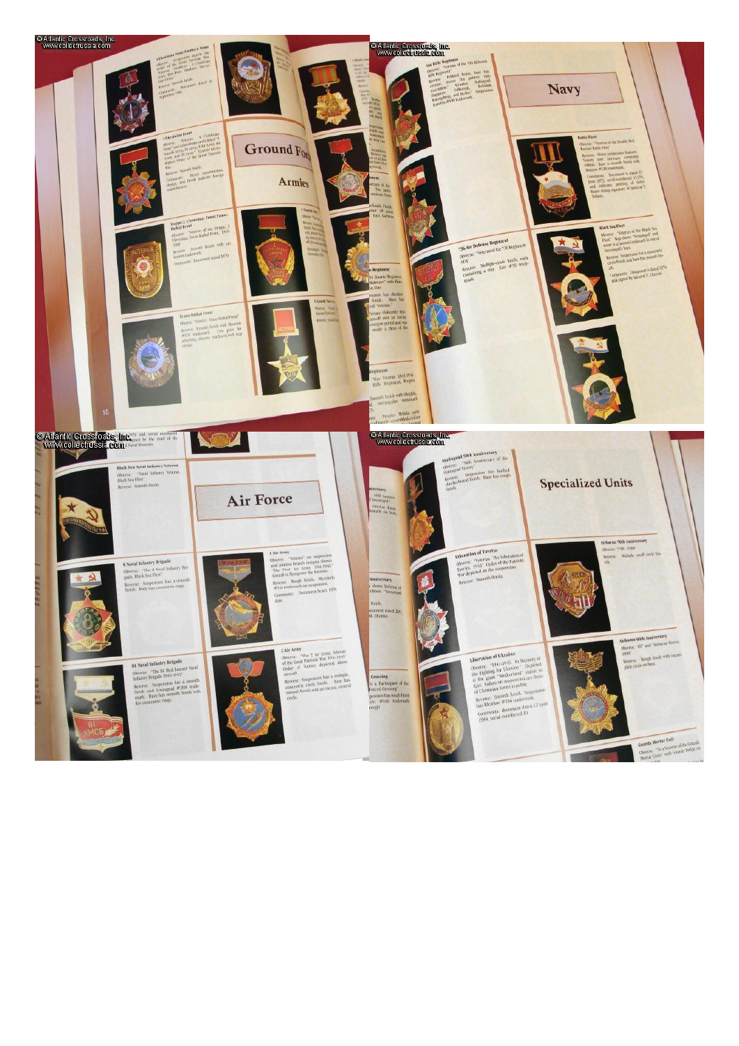## Ground Forces

### Armies

## Navy

## Air Force

## Specialized Units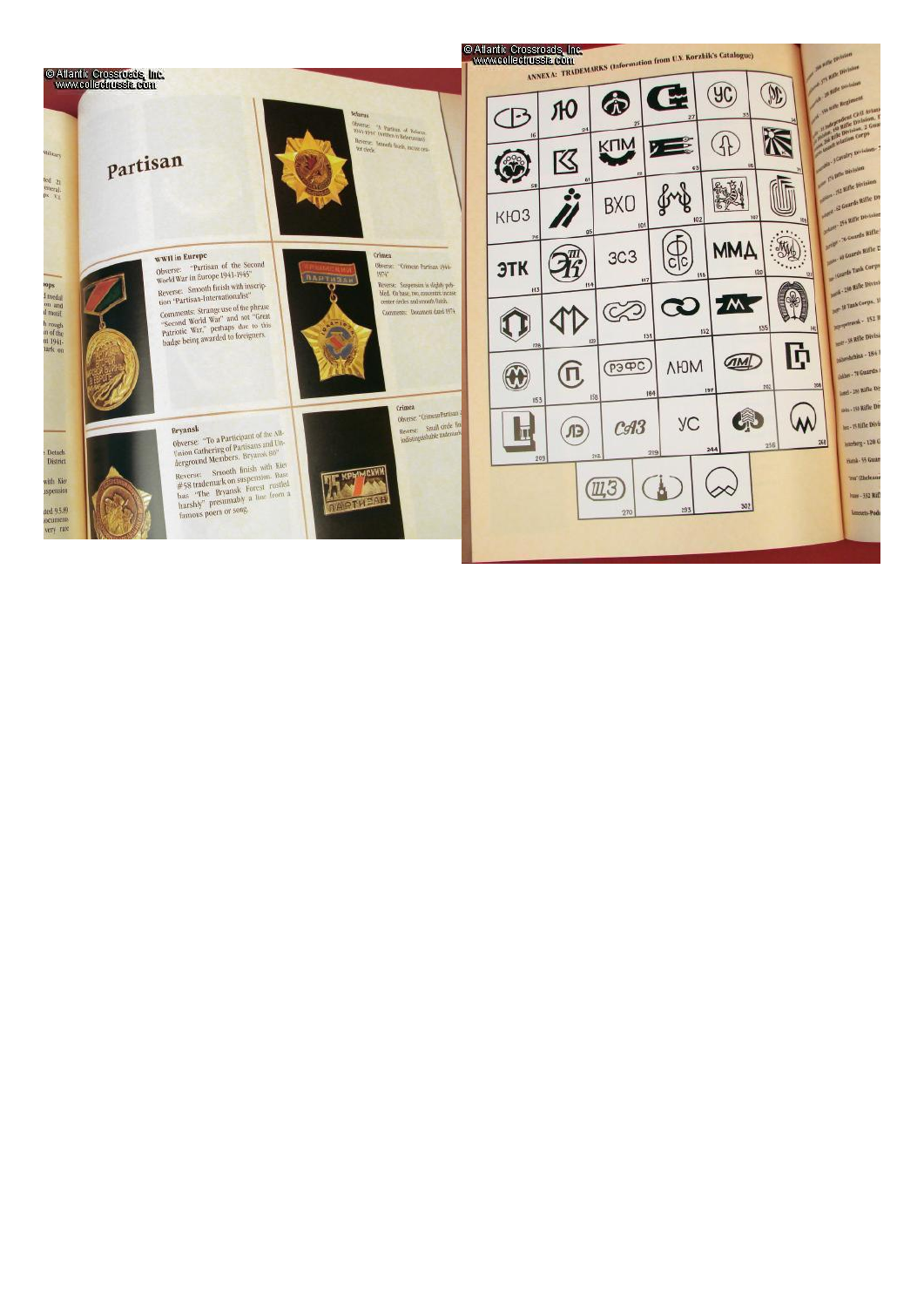© Atlantic Crossroads, Inc.
www.collectrussia.com

# Partisan

**Belarus**

Obverse: "A Partisan of Belarus 1941-1944" (written in Belorussian)

Reverse: Smooth finish, incuse center circle.

**WWII in Europe**

Obverse: "Partisan of the Second World War in Europe 1941-1945"

Reverse: Smooth finish with inscription "Partisan-Internationalist"

Comments: Strange use of the phrase "Second World War" and not "Great Patriotic War," perhaps due to this badge being awarded to foreigners.

**Crimea**

Obverse: "Crimean Partisan 1944-1974"

Reverse: Suspension is slightly pebbled. On base, two concentric incuse center circles and smooth finish.

Comments: Document dated 1974

**Bryansk**

Obverse: "To a Participant of the All-Union Gathering of Partisans and Underground Members. Bryansk 80"

Reverse: Smooth finish with Kiev #58 trademark on suspension. Base has "The Bryansk Forest rustled harshly" presumably a line from a famous poem or song.

**Crimea**

Obverse: "Crimean Partisan ...

Reverse: Small circle fin... indistinguishable trademark...

© Atlantic Crossroads, Inc.
www.collectrussia.com

ANNEX A: TRADEMARKS (Information from U.N. Korzhik's Catalogue)

| | | | | | |
|---|---|---|---|---|---|
| 16 | ЛЮ 24 | 25 | 27 | УС 33 | 34 |
| 58 | 61 | КПМ 62 | 65 | 66 | 71 |
| КЮЗ 76 | 95 | ВХО 101 | 102 | 107 | 109 |
| ЭТК 113 | ЭТК 114 | ЗСЗ 117 | 116 | ММД 120 | 121 |
| 126 | 123 | 131 | 132 | 135 | 142 |
| 153 | П 158 | РЭФС 184 | ЛЮМ 197 | ЛМ 202 | 208 |
| 209 | ЛЭ 212 | САЗ 219 | УС 244 | 256 | 268 |
| ЩЗ 270 | 293 | 302 | | | |